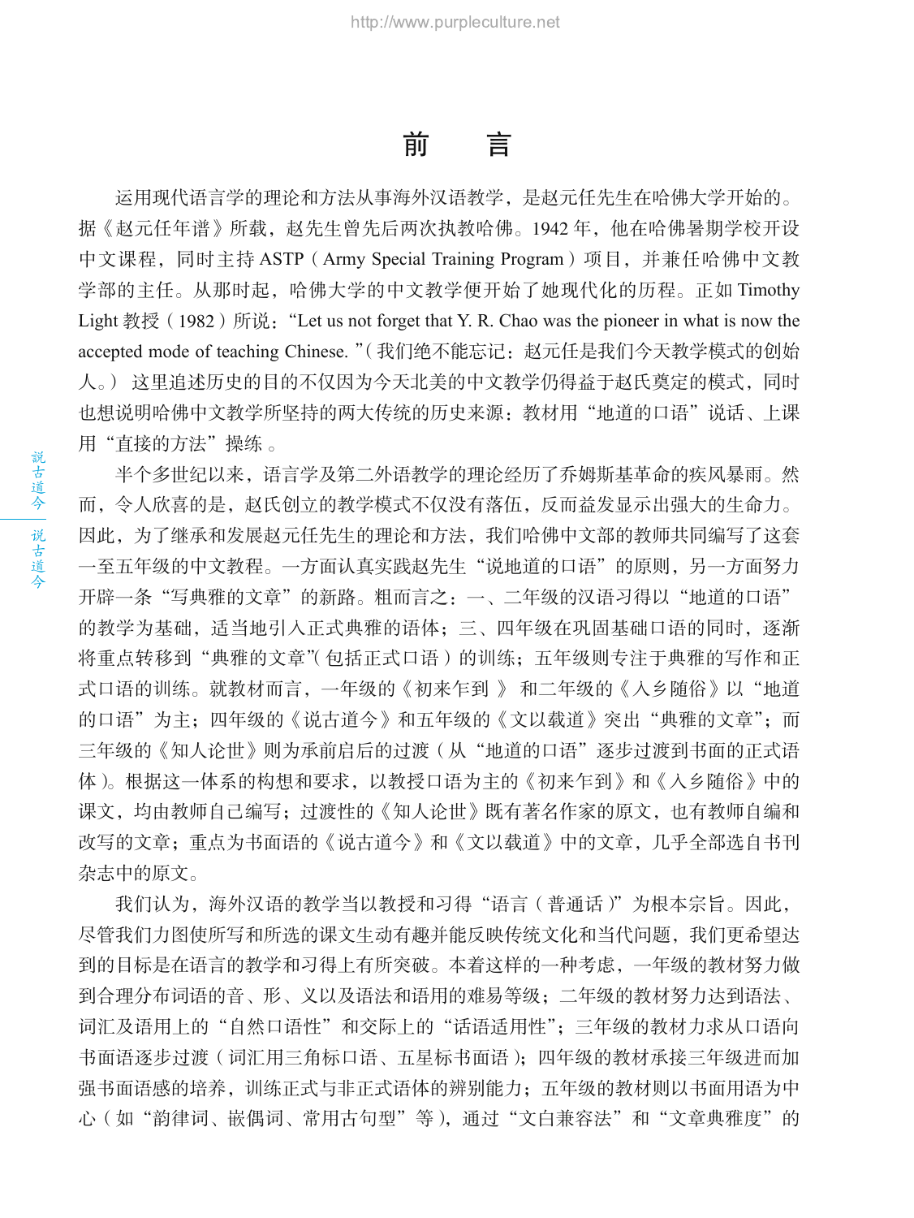# 前　　言

运用现代语言学的理论和方法从事海外汉语教学，是赵元任先生在哈佛大学开始的。据《赵元任年谱》所载，赵先生曾先后两次执教哈佛。1942 年，他在哈佛暑期学校开设中文课程，同时主持 ASTP（Army Special Training Program）项目，并兼任哈佛中文教学部的主任。从那时起，哈佛大学的中文教学便开始了她现代化的历程。正如 Timothy Light 教授（1982）所说："Let us not forget that Y. R. Chao was the pioneer in what is now the accepted mode of teaching Chinese. "（我们绝不能忘记：赵元任是我们今天教学模式的创始人。） 这里追述历史的目的不仅因为今天北美的中文教学仍得益于赵氏奠定的模式，同时也想说明哈佛中文教学所坚持的两大传统的历史来源：教材用"地道的口语"说话、上课用"直接的方法"操练 。

半个多世纪以来，语言学及第二外语教学的理论经历了乔姆斯基革命的疾风暴雨。然而，令人欣喜的是，赵氏创立的教学模式不仅没有落伍，反而益发显示出强大的生命力。因此，为了继承和发展赵元任先生的理论和方法，我们哈佛中文部的教师共同编写了这套一至五年级的中文教程。一方面认真实践赵先生"说地道的口语"的原则，另一方面努力开辟一条"写典雅的文章"的新路。粗而言之：一、二年级的汉语习得以"地道的口语"的教学为基础，适当地引入正式典雅的语体；三、四年级在巩固基础口语的同时，逐渐将重点转移到"典雅的文章"(包括正式口语）的训练；五年级则专注于典雅的写作和正式口语的训练。就教材而言，一年级的《初来乍到 》 和二年级的《入乡随俗》以"地道的口语"为主；四年级的《说古道今》和五年级的《文以载道》突出"典雅的文章"；而三年级的《知人论世》则为承前启后的过渡（从"地道的口语"逐步过渡到书面的正式语体）。根据这一体系的构想和要求，以教授口语为主的《初来乍到》和《入乡随俗》中的课文，均由教师自己编写；过渡性的《知人论世》既有著名作家的原文，也有教师自编和改写的文章；重点为书面语的《说古道今》和《文以载道》中的文章，几乎全部选自书刊杂志中的原文。

我们认为，海外汉语的教学当以教授和习得"语言（普通话）"为根本宗旨。因此，尽管我们力图使所写和所选的课文生动有趣并能反映传统文化和当代问题，我们更希望达到的目标是在语言的教学和习得上有所突破。本着这样的一种考虑，一年级的教材努力做到合理分布词语的音、形、义以及语法和语用的难易等级；二年级的教材努力达到语法、词汇及语用上的"自然口语性"和交际上的"话语适用性"；三年级的教材力求从口语向书面语逐步过渡（词汇用三角标口语、五星标书面语）；四年级的教材承接三年级进而加强书面语感的培养，训练正式与非正式语体的辨别能力；五年级的教材则以书面用语为中心（如"韵律词、嵌偶词、常用古句型"等），通过"文白兼容法"和"文章典雅度"的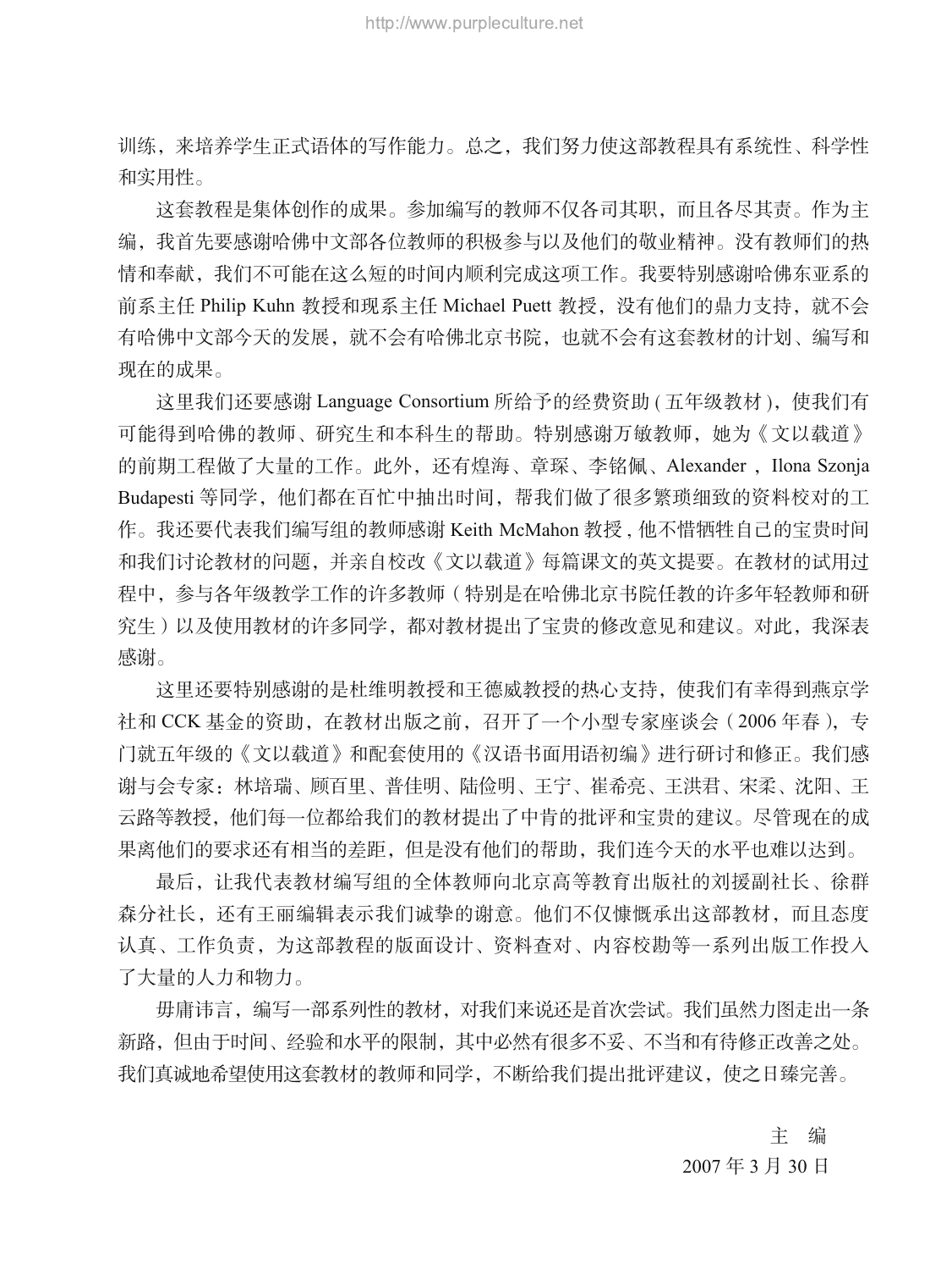训练，来培养学生正式语体的写作能力。总之，我们努力使这部教程具有系统性、科学性和实用性。

这套教程是集体创作的成果。参加编写的教师不仅各司其职，而且各尽其责。作为主编，我首先要感谢哈佛中文部各位教师的积极参与以及他们的敬业精神。没有教师们的热情和奉献，我们不可能在这么短的时间内顺利完成这项工作。我要特别感谢哈佛东亚系的前系主任 Philip Kuhn 教授和现系主任 Michael Puett 教授，没有他们的鼎力支持，就不会有哈佛中文部今天的发展，就不会有哈佛北京书院，也就不会有这套教材的计划、编写和现在的成果。

这里我们还要感谢 Language Consortium 所给予的经费资助 ( 五年级教材 )，使我们有可能得到哈佛的教师、研究生和本科生的帮助。特别感谢万敏教师，她为《文以载道》的前期工程做了大量的工作。此外，还有煌海、章琛、李铭佩、Alexander，Ilona Szonja Budapesti 等同学，他们都在百忙中抽出时间，帮我们做了很多繁琐细致的资料校对的工作。我还要代表我们编写组的教师感谢 Keith McMahon 教授，他不惜牺牲自己的宝贵时间和我们讨论教材的问题，并亲自校改《文以载道》每篇课文的英文提要。在教材的试用过程中，参与各年级教学工作的许多教师（特别是在哈佛北京书院任教的许多年轻教师和研究生）以及使用教材的许多同学，都对教材提出了宝贵的修改意见和建议。对此，我深表感谢。

这里还要特别感谢的是杜维明教授和王德威教授的热心支持，使我们有幸得到燕京学社和 CCK 基金的资助，在教材出版之前，召开了一个小型专家座谈会（2006 年春），专门就五年级的《文以载道》和配套使用的《汉语书面用语初编》进行研讨和修正。我们感谢与会专家：林培瑞、顾百里、普佳明、陆俭明、王宁、崔希亮、王洪君、宋柔、沈阳、王云路等教授，他们每一位都给我们的教材提出了中肯的批评和宝贵的建议。尽管现在的成果离他们的要求还有相当的差距，但是没有他们的帮助，我们连今天的水平也难以达到。

最后，让我代表教材编写组的全体教师向北京高等教育出版社的刘援副社长、徐群森分社长，还有王丽编辑表示我们诚挚的谢意。他们不仅慷慨承出这部教材，而且态度认真、工作负责，为这部教程的版面设计、资料查对、内容校勘等一系列出版工作投入了大量的人力和物力。

毋庸讳言，编写一部系列性的教材，对我们来说还是首次尝试。我们虽然力图走出一条新路，但由于时间、经验和水平的限制，其中必然有很多不妥、不当和有待修正改善之处。我们真诚地希望使用这套教材的教师和同学，不断给我们提出批评建议，使之日臻完善。

主　编

2007 年 3 月 30 日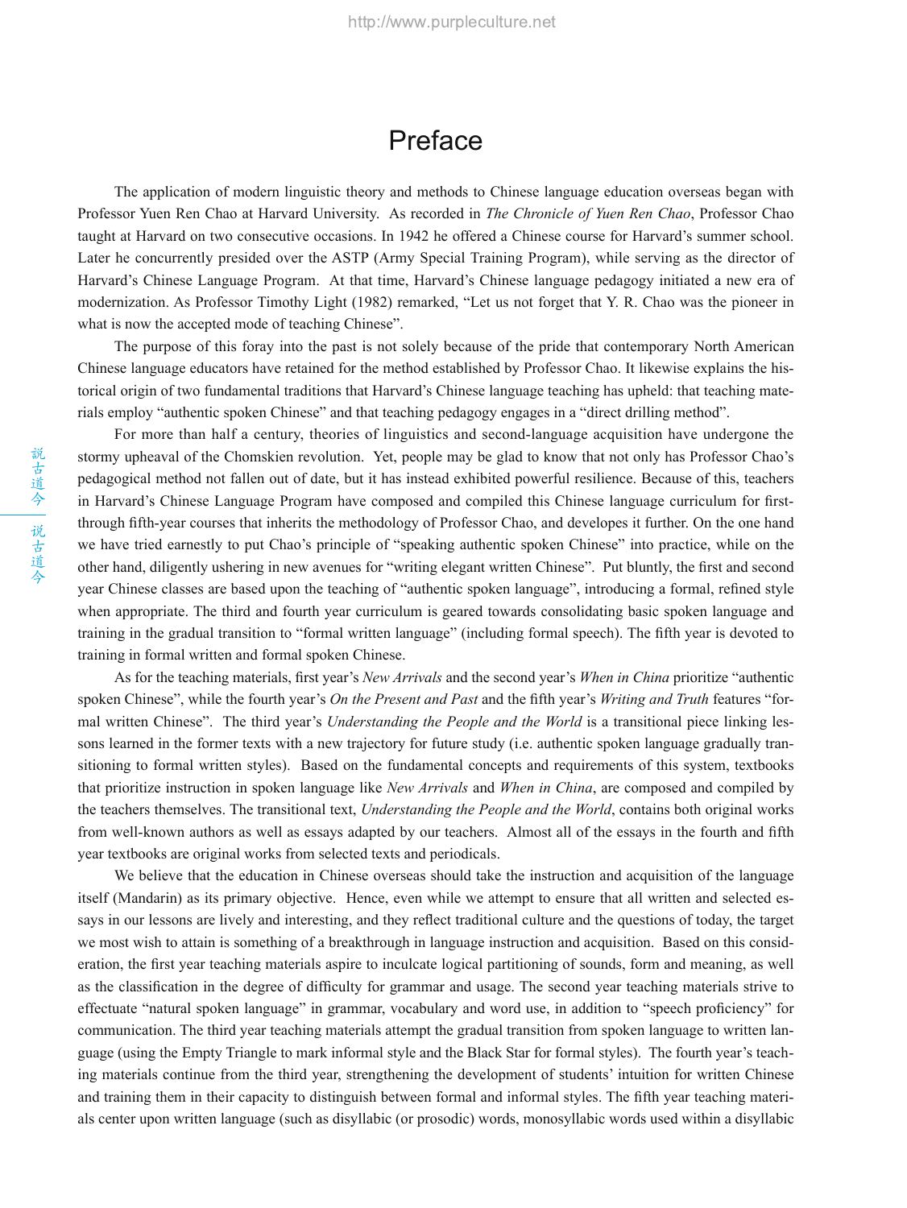# Preface

The application of modern linguistic theory and methods to Chinese language education overseas began with Professor Yuen Ren Chao at Harvard University. As recorded in *The Chronicle of Yuen Ren Chao*, Professor Chao taught at Harvard on two consecutive occasions. In 1942 he offered a Chinese course for Harvard's summer school. Later he concurrently presided over the ASTP (Army Special Training Program), while serving as the director of Harvard's Chinese Language Program. At that time, Harvard's Chinese language pedagogy initiated a new era of modernization. As Professor Timothy Light (1982) remarked, "Let us not forget that Y. R. Chao was the pioneer in what is now the accepted mode of teaching Chinese".

The purpose of this foray into the past is not solely because of the pride that contemporary North American Chinese language educators have retained for the method established by Professor Chao. It likewise explains the historical origin of two fundamental traditions that Harvard's Chinese language teaching has upheld: that teaching materials employ "authentic spoken Chinese" and that teaching pedagogy engages in a "direct drilling method".

For more than half a century, theories of linguistics and second-language acquisition have undergone the stormy upheaval of the Chomskien revolution. Yet, people may be glad to know that not only has Professor Chao's pedagogical method not fallen out of date, but it has instead exhibited powerful resilience. Because of this, teachers in Harvard's Chinese Language Program have composed and compiled this Chinese language curriculum for first-through fifth-year courses that inherits the methodology of Professor Chao, and developes it further. On the one hand we have tried earnestly to put Chao's principle of "speaking authentic spoken Chinese" into practice, while on the other hand, diligently ushering in new avenues for "writing elegant written Chinese". Put bluntly, the first and second year Chinese classes are based upon the teaching of "authentic spoken language", introducing a formal, refined style when appropriate. The third and fourth year curriculum is geared towards consolidating basic spoken language and training in the gradual transition to "formal written language" (including formal speech). The fifth year is devoted to training in formal written and formal spoken Chinese.

As for the teaching materials, first year's *New Arrivals* and the second year's *When in China* prioritize "authentic spoken Chinese", while the fourth year's *On the Present and Past* and the fifth year's *Writing and Truth* features "formal written Chinese". The third year's *Understanding the People and the World* is a transitional piece linking lessons learned in the former texts with a new trajectory for future study (i.e. authentic spoken language gradually transitioning to formal written styles). Based on the fundamental concepts and requirements of this system, textbooks that prioritize instruction in spoken language like *New Arrivals* and *When in China*, are composed and compiled by the teachers themselves. The transitional text, *Understanding the People and the World*, contains both original works from well-known authors as well as essays adapted by our teachers. Almost all of the essays in the fourth and fifth year textbooks are original works from selected texts and periodicals.

We believe that the education in Chinese overseas should take the instruction and acquisition of the language itself (Mandarin) as its primary objective. Hence, even while we attempt to ensure that all written and selected essays in our lessons are lively and interesting, and they reflect traditional culture and the questions of today, the target we most wish to attain is something of a breakthrough in language instruction and acquisition. Based on this consideration, the first year teaching materials aspire to inculcate logical partitioning of sounds, form and meaning, as well as the classification in the degree of difficulty for grammar and usage. The second year teaching materials strive to effectuate "natural spoken language" in grammar, vocabulary and word use, in addition to "speech proficiency" for communication. The third year teaching materials attempt the gradual transition from spoken language to written language (using the Empty Triangle to mark informal style and the Black Star for formal styles). The fourth year's teaching materials continue from the third year, strengthening the development of students' intuition for written Chinese and training them in their capacity to distinguish between formal and informal styles. The fifth year teaching materials center upon written language (such as disyllabic (or prosodic) words, monosyllabic words used within a disyllabic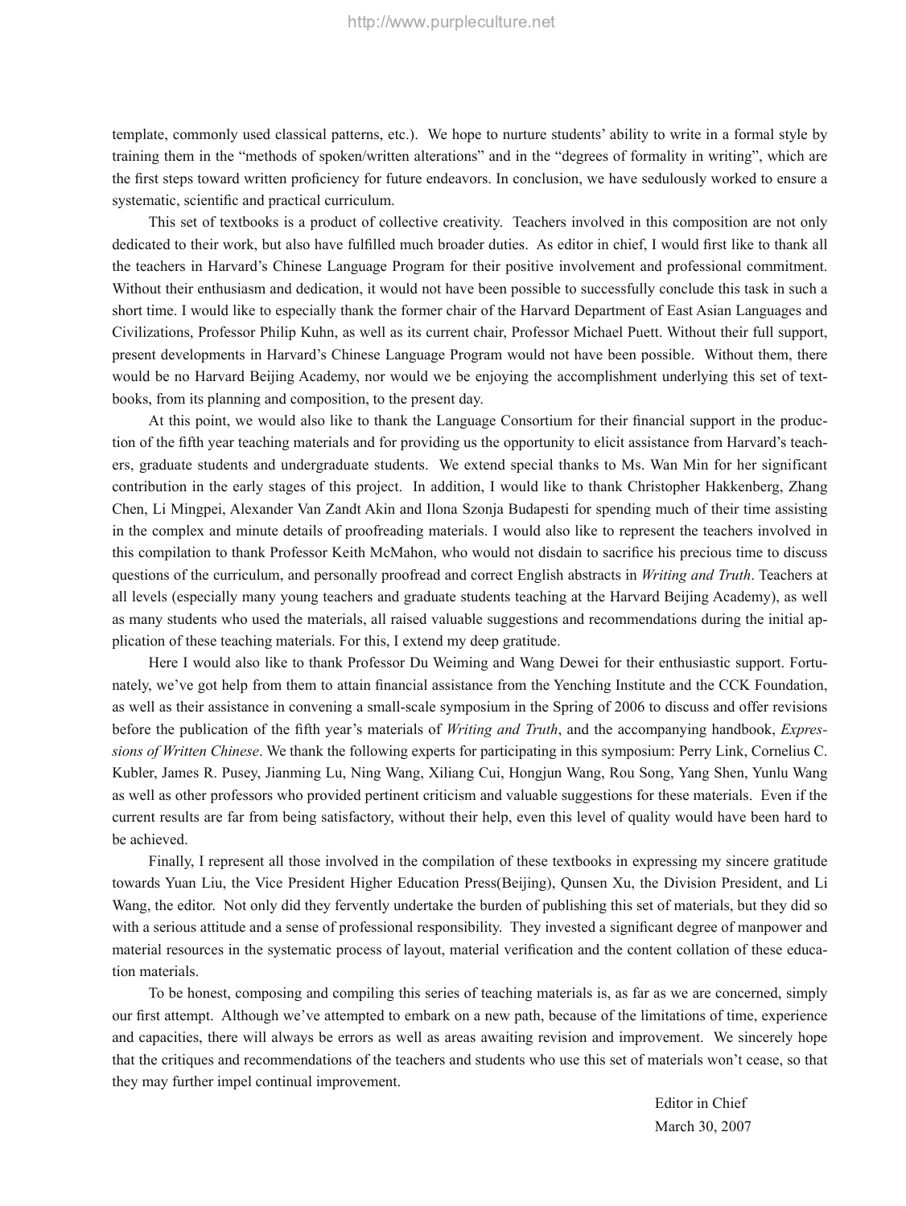template, commonly used classical patterns, etc.). We hope to nurture students' ability to write in a formal style by training them in the "methods of spoken/written alterations" and in the "degrees of formality in writing", which are the first steps toward written proficiency for future endeavors. In conclusion, we have sedulously worked to ensure a systematic, scientific and practical curriculum.

This set of textbooks is a product of collective creativity. Teachers involved in this composition are not only dedicated to their work, but also have fulfilled much broader duties. As editor in chief, I would first like to thank all the teachers in Harvard's Chinese Language Program for their positive involvement and professional commitment. Without their enthusiasm and dedication, it would not have been possible to successfully conclude this task in such a short time. I would like to especially thank the former chair of the Harvard Department of East Asian Languages and Civilizations, Professor Philip Kuhn, as well as its current chair, Professor Michael Puett. Without their full support, present developments in Harvard's Chinese Language Program would not have been possible. Without them, there would be no Harvard Beijing Academy, nor would we be enjoying the accomplishment underlying this set of textbooks, from its planning and composition, to the present day.

At this point, we would also like to thank the Language Consortium for their financial support in the production of the fifth year teaching materials and for providing us the opportunity to elicit assistance from Harvard's teachers, graduate students and undergraduate students. We extend special thanks to Ms. Wan Min for her significant contribution in the early stages of this project. In addition, I would like to thank Christopher Hakkenberg, Zhang Chen, Li Mingpei, Alexander Van Zandt Akin and Ilona Szonja Budapesti for spending much of their time assisting in the complex and minute details of proofreading materials. I would also like to represent the teachers involved in this compilation to thank Professor Keith McMahon, who would not disdain to sacrifice his precious time to discuss questions of the curriculum, and personally proofread and correct English abstracts in *Writing and Truth*. Teachers at all levels (especially many young teachers and graduate students teaching at the Harvard Beijing Academy), as well as many students who used the materials, all raised valuable suggestions and recommendations during the initial application of these teaching materials. For this, I extend my deep gratitude.

Here I would also like to thank Professor Du Weiming and Wang Dewei for their enthusiastic support. Fortunately, we've got help from them to attain financial assistance from the Yenching Institute and the CCK Foundation, as well as their assistance in convening a small-scale symposium in the Spring of 2006 to discuss and offer revisions before the publication of the fifth year's materials of *Writing and Truth*, and the accompanying handbook, *Expressions of Written Chinese*. We thank the following experts for participating in this symposium: Perry Link, Cornelius C. Kubler, James R. Pusey, Jianming Lu, Ning Wang, Xiliang Cui, Hongjun Wang, Rou Song, Yang Shen, Yunlu Wang as well as other professors who provided pertinent criticism and valuable suggestions for these materials. Even if the current results are far from being satisfactory, without their help, even this level of quality would have been hard to be achieved.

Finally, I represent all those involved in the compilation of these textbooks in expressing my sincere gratitude towards Yuan Liu, the Vice President Higher Education Press(Beijing), Qunsen Xu, the Division President, and Li Wang, the editor. Not only did they fervently undertake the burden of publishing this set of materials, but they did so with a serious attitude and a sense of professional responsibility. They invested a significant degree of manpower and material resources in the systematic process of layout, material verification and the content collation of these education materials.

To be honest, composing and compiling this series of teaching materials is, as far as we are concerned, simply our first attempt. Although we've attempted to embark on a new path, because of the limitations of time, experience and capacities, there will always be errors as well as areas awaiting revision and improvement. We sincerely hope that the critiques and recommendations of the teachers and students who use this set of materials won't cease, so that they may further impel continual improvement.

Editor in Chief
March 30, 2007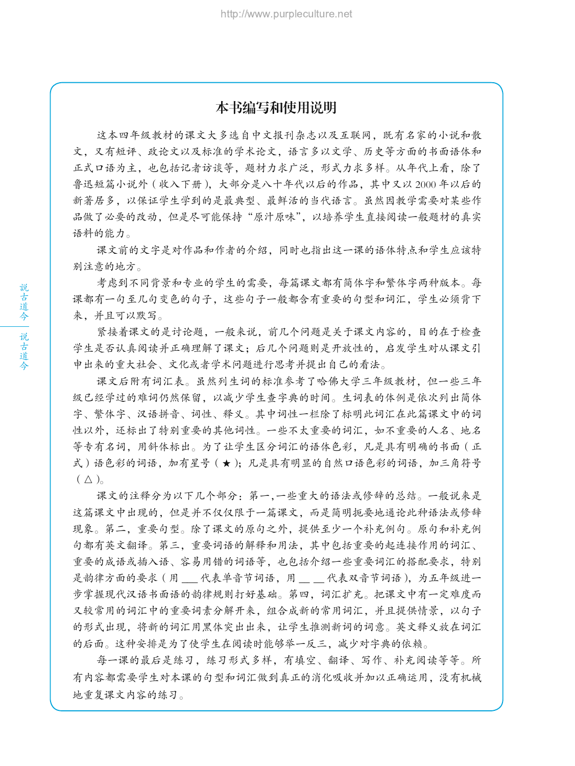## 本书编写和使用说明

这本四年级教材的课文大多选自中文报刊杂志以及互联网，既有名家的小说和散文，又有短评、政论文以及标准的学术论文，语言多以文学、历史等方面的书面语体和正式口语为主，也包括记者访谈等，题材力求广泛，形式力求多样。从年代上看，除了鲁迅短篇小说外（收入下册），大部分是八十年代以后的作品，其中又以 2000 年以后的新著居多，以保证学生学到的是最典型、最鲜活的当代语言。虽然因教学需要对某些作品做了必要的改动，但是尽可能保持“原汁原味”，以培养学生直接阅读一般题材的真实语料的能力。

课文前的文字是对作品和作者的介绍，同时也指出这一课的语体特点和学生应该特别注意的地方。

考虑到不同背景和专业的学生的需要，每篇课文都有简体字和繁体字两种版本。每课都有一句至几句变色的句子，这些句子一般都含有重要的句型和词汇，学生必须背下来，并且可以默写。

紧接着课文的是讨论题，一般来说，前几个问题是关于课文内容的，目的在于检查学生是否认真阅读并正确理解了课文；后几个问题则是开放性的，启发学生对从课文引申出来的重大社会、文化或者学术问题进行思考并提出自己的看法。

课文后附有词汇表。虽然列生词的标准参考了哈佛大学三年级教材，但一些三年级已经学过的难词仍然保留，以减少学生查字典的时间。生词表的体例是依次列出简体字、繁体字、汉语拼音、词性、释义。其中词性一栏除了标明此词汇在此篇课文中的词性以外，还标出了特别重要的其他词性。一些不太重要的词汇，如不重要的人名、地名等专有名词，用斜体标出。为了让学生区分词汇的语体色彩，凡是具有明确的书面（正式）语色彩的词语，加有星号（★）；凡是具有明显的自然口语色彩的词语，加三角符号（△）。

课文的注释分为以下几个部分：第一，一些重大的语法或修辞的总结。一般说来是这篇课文中出现的，但是并不仅仅限于一篇课文，而是简明扼要地通论此种语法或修辞现象。第二，重要句型。除了课文的原句之外，提供至少一个补充例句。原句和补充例句都有英文翻译。第三，重要词语的解释和用法，其中包括重要的起连接作用的词汇、重要的成语或插入语、容易用错的词语等，也包括介绍一些重要词汇的搭配要求，特别是韵律方面的要求（用 ___ 代表单音节词语，用 ___ ___ 代表双音节词语），为五年级进一步掌握现代汉语书面语的韵律规则打好基础。第四，词汇扩充。把课文中有一定难度而又较常用的词汇中的重要词素分解开来，组合成新的常用词汇，并且提供情景，以句子的形式出现，将新的词汇用黑体突出出来，让学生推测新词的词意。英文释义放在词汇的后面。这种安排是为了使学生在阅读时能够举一反三，减少对字典的依赖。

每一课的最后是练习，练习形式多样，有填空、翻译、写作、补充阅读等等。所有内容都需要学生对本课的句型和词汇做到真正的消化吸收并加以正确运用，没有机械地重复课文内容的练习。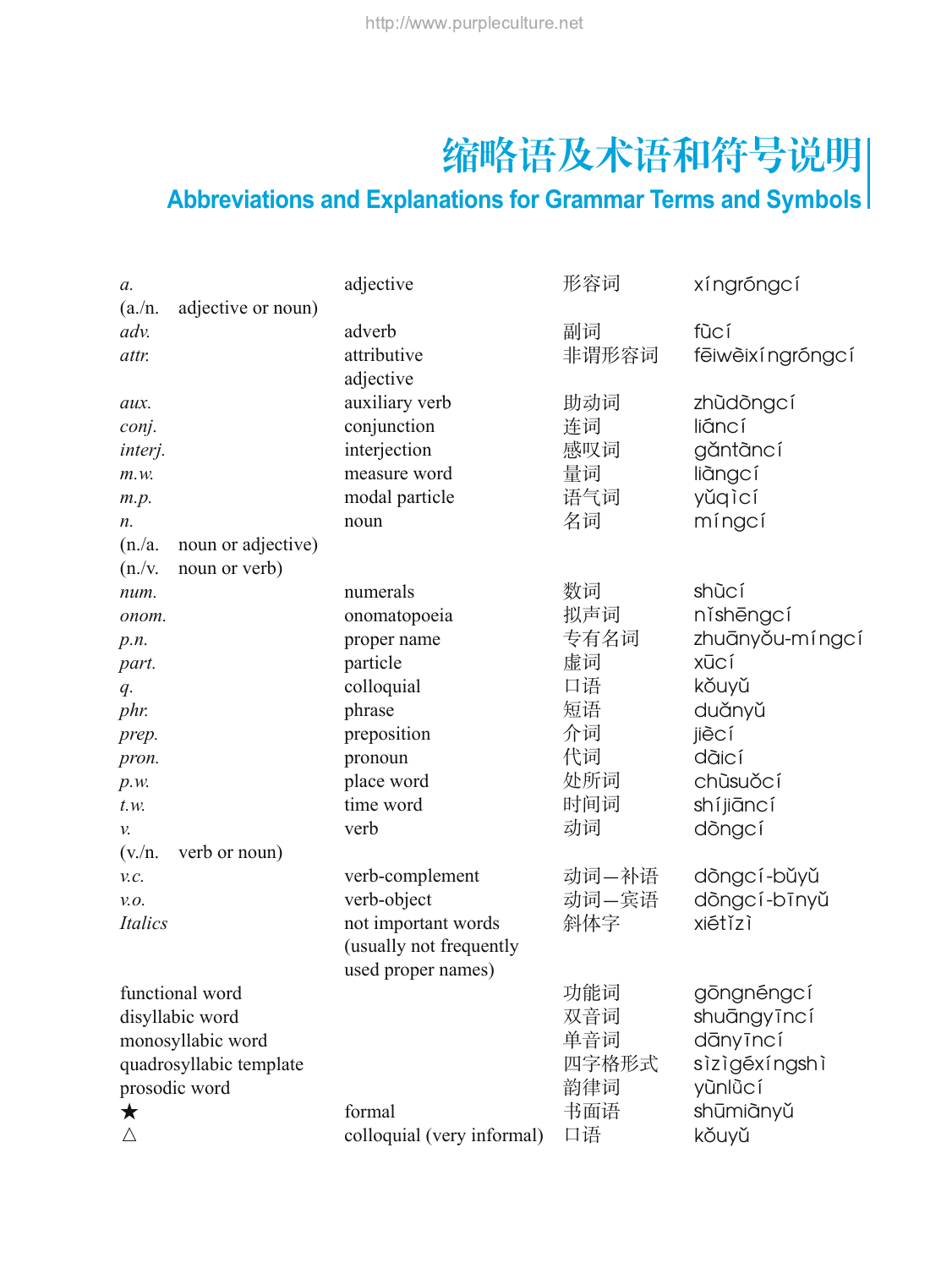# 缩略语及术语和符号说明

## Abbreviations and Explanations for Grammar Terms and Symbols

| | | | |
|---|---|---|---|
| *a.* | adjective | 形容词 | xíngróngcí |
| (a./n. adjective or noun) | | | |
| *adv.* | adverb | 副词 | fùcí |
| *attr.* | attributive adjective | 非谓形容词 | fēiwèixíngróngcí |
| *aux.* | auxiliary verb | 助动词 | zhùdòngcí |
| *conj.* | conjunction | 连词 | liáncí |
| *interj.* | interjection | 感叹词 | gǎntàncí |
| *m.w.* | measure word | 量词 | liàngcí |
| *m.p.* | modal particle | 语气词 | yǔqìcí |
| *n.* | noun | 名词 | míngcí |
| (n./a. noun or adjective) | | | |
| (n./v. noun or verb) | | | |
| *num.* | numerals | 数词 | shùcí |
| *onom.* | onomatopoeia | 拟声词 | nǐshēngcí |
| *p.n.* | proper name | 专有名词 | zhuānyǒu-míngcí |
| *part.* | particle | 虚词 | xūcí |
| *q.* | colloquial | 口语 | kǒuyǔ |
| *phr.* | phrase | 短语 | duǎnyǔ |
| *prep.* | preposition | 介词 | jiècí |
| *pron.* | pronoun | 代词 | dàicí |
| *p.w.* | place word | 处所词 | chùsuǒcí |
| *t.w.* | time word | 时间词 | shíjiāncí |
| *v.* | verb | 动词 | dòngcí |
| (v./n. verb or noun) | | | |
| *v.c.* | verb-complement | 动词—补语 | dòngcí-bǔyǔ |
| *v.o.* | verb-object | 动词—宾语 | dòngcí-bīnyǔ |
| *Italics* | not important words (usually not frequently used proper names) | 斜体字 | xiétǐzì |
| functional word | | 功能词 | gōngnéngcí |
| disyllabic word | | 双音词 | shuāngyīncí |
| monosyllabic word | | 单音词 | dānyīncí |
| quadrosyllabic template | | 四字格形式 | sìzìgéxíngshì |
| prosodic word | | 韵律词 | yùnlùcí |
| ★ | formal | 书面语 | shūmiànyǔ |
| △ | colloquial (very informal) | 口语 | kǒuyǔ |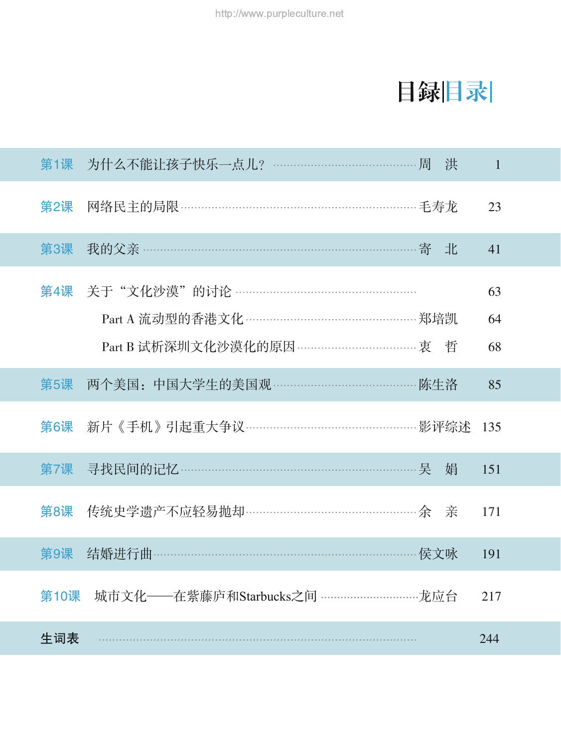# 目録|目录|

| | | | |
|---|---|---|---|
| 第1课 | 为什么不能让孩子快乐一点儿? | 周　洪 | 1 |
| 第2课 | 网络民主的局限 | 毛寿龙 | 23 |
| 第3课 | 我的父亲 | 寄　北 | 41 |
| 第4课 | 关于“文化沙漠”的讨论 | | 63 |
| | Part A 流动型的香港文化 | 郑培凯 | 64 |
| | Part B 试析深圳文化沙漠化的原因 | 衷　哲 | 68 |
| 第5课 | 两个美国：中国大学生的美国观 | 陈生洛 | 85 |
| 第6课 | 新片《手机》引起重大争议 | 影评综述 | 135 |
| 第7课 | 寻找民间的记忆 | 吴　娟 | 151 |
| 第8课 | 传统史学遗产不应轻易抛却 | 余　亲 | 171 |
| 第9课 | 结婚进行曲 | 侯文咏 | 191 |
| 第10课 | 城市文化——在紫藤庐和Starbucks之间 | 龙应台 | 217 |
| 生词表 | | | 244 |